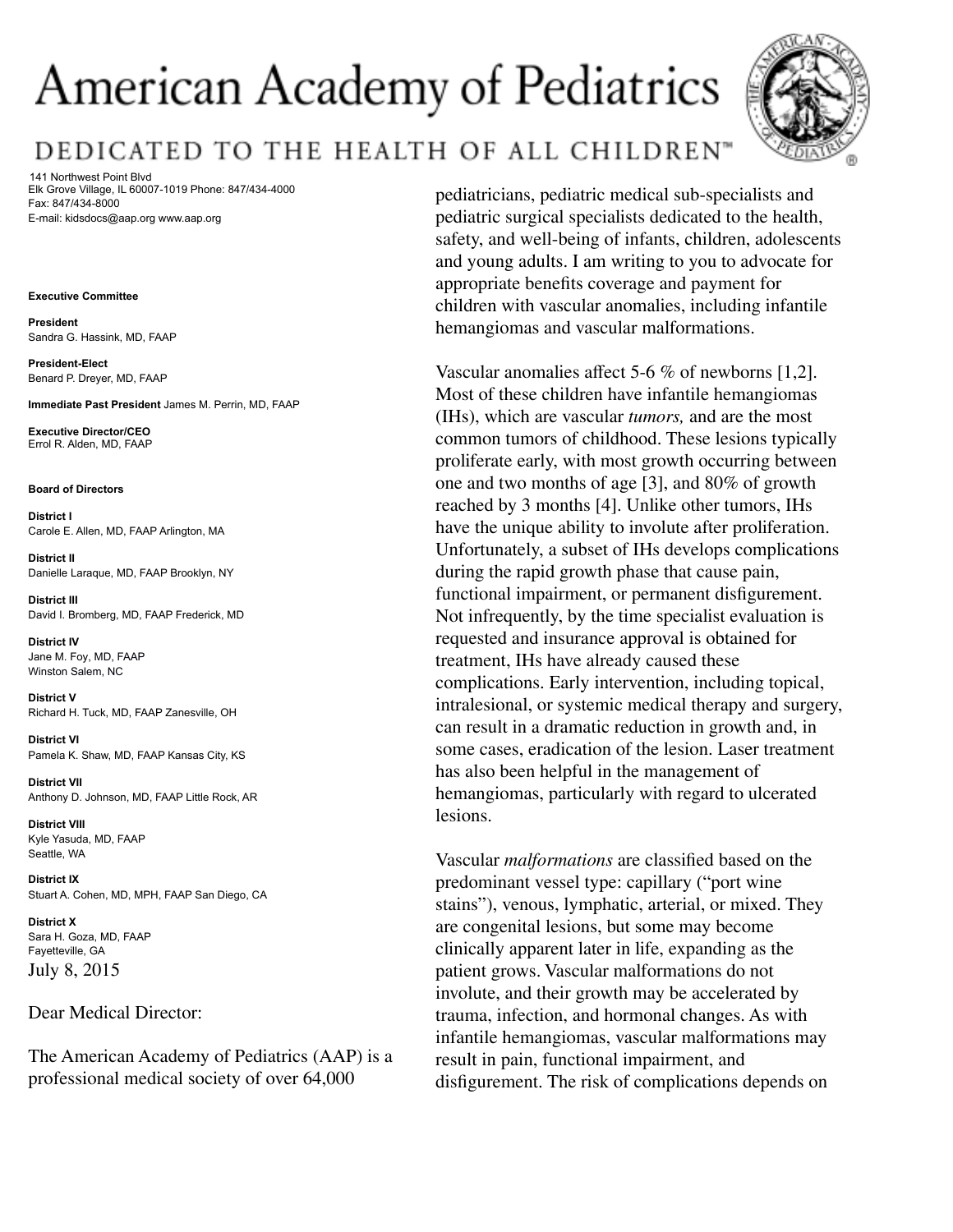# American Academy of Pediatrics

DEDICATED TO THE HEALTH OF ALL CHILDREN™

141 Northwest Point Blvd
Elk Grove Village, IL 60007-1019 Phone: 847/434-4000
Fax: 847/434-8000
E-mail: kidsdocs@aap.org www.aap.org

**Executive Committee**

**President**
Sandra G. Hassink, MD, FAAP

**President-Elect**
Benard P. Dreyer, MD, FAAP

**Immediate Past President** James M. Perrin, MD, FAAP

**Executive Director/CEO**
Errol R. Alden, MD, FAAP

**Board of Directors**

**District I**
Carole E. Allen, MD, FAAP Arlington, MA

**District II**
Danielle Laraque, MD, FAAP Brooklyn, NY

**District III**
David I. Bromberg, MD, FAAP Frederick, MD

**District IV**
Jane M. Foy, MD, FAAP
Winston Salem, NC

**District V**
Richard H. Tuck, MD, FAAP Zanesville, OH

**District VI**
Pamela K. Shaw, MD, FAAP Kansas City, KS

**District VII**
Anthony D. Johnson, MD, FAAP Little Rock, AR

**District VIII**
Kyle Yasuda, MD, FAAP
Seattle, WA

**District IX**
Stuart A. Cohen, MD, MPH, FAAP San Diego, CA

**District X**
Sara H. Goza, MD, FAAP
Fayetteville, GA

July 8, 2015

Dear Medical Director:

The American Academy of Pediatrics (AAP) is a professional medical society of over 64,000 pediatricians, pediatric medical sub-specialists and pediatric surgical specialists dedicated to the health, safety, and well-being of infants, children, adolescents and young adults. I am writing to you to advocate for appropriate benefits coverage and payment for children with vascular anomalies, including infantile hemangiomas and vascular malformations.

Vascular anomalies affect 5-6 % of newborns [1,2]. Most of these children have infantile hemangiomas (IHs), which are vascular *tumors,* and are the most common tumors of childhood. These lesions typically proliferate early, with most growth occurring between one and two months of age [3], and 80% of growth reached by 3 months [4]. Unlike other tumors, IHs have the unique ability to involute after proliferation. Unfortunately, a subset of IHs develops complications during the rapid growth phase that cause pain, functional impairment, or permanent disfigurement. Not infrequently, by the time specialist evaluation is requested and insurance approval is obtained for treatment, IHs have already caused these complications. Early intervention, including topical, intralesional, or systemic medical therapy and surgery, can result in a dramatic reduction in growth and, in some cases, eradication of the lesion. Laser treatment has also been helpful in the management of hemangiomas, particularly with regard to ulcerated lesions.

Vascular *malformations* are classified based on the predominant vessel type: capillary ("port wine stains"), venous, lymphatic, arterial, or mixed. They are congenital lesions, but some may become clinically apparent later in life, expanding as the patient grows. Vascular malformations do not involute, and their growth may be accelerated by trauma, infection, and hormonal changes. As with infantile hemangiomas, vascular malformations may result in pain, functional impairment, and disfigurement. The risk of complications depends on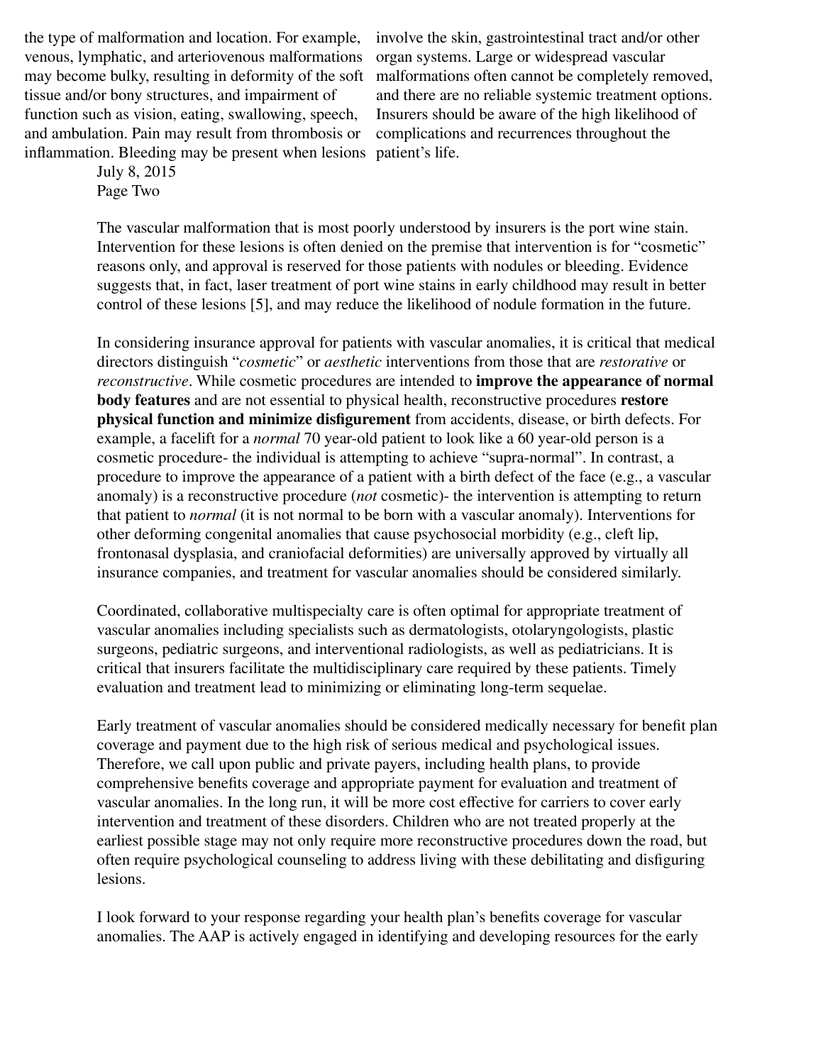the type of malformation and location. For example, venous, lymphatic, and arteriovenous malformations may become bulky, resulting in deformity of the soft tissue and/or bony structures, and impairment of function such as vision, eating, swallowing, speech, and ambulation. Pain may result from thrombosis or inflammation. Bleeding may be present when lesions involve the skin, gastrointestinal tract and/or other organ systems. Large or widespread vascular malformations often cannot be completely removed, and there are no reliable systemic treatment options. Insurers should be aware of the high likelihood of complications and recurrences throughout the patient's life.

July 8, 2015
Page Two

The vascular malformation that is most poorly understood by insurers is the port wine stain. Intervention for these lesions is often denied on the premise that intervention is for "cosmetic" reasons only, and approval is reserved for those patients with nodules or bleeding. Evidence suggests that, in fact, laser treatment of port wine stains in early childhood may result in better control of these lesions [5], and may reduce the likelihood of nodule formation in the future.

In considering insurance approval for patients with vascular anomalies, it is critical that medical directors distinguish "*cosmetic*" or *aesthetic* interventions from those that are *restorative* or *reconstructive*. While cosmetic procedures are intended to **improve the appearance of normal body features** and are not essential to physical health, reconstructive procedures **restore physical function and minimize disfigurement** from accidents, disease, or birth defects. For example, a facelift for a *normal* 70 year-old patient to look like a 60 year-old person is a cosmetic procedure- the individual is attempting to achieve "supra-normal". In contrast, a procedure to improve the appearance of a patient with a birth defect of the face (e.g., a vascular anomaly) is a reconstructive procedure (*not* cosmetic)- the intervention is attempting to return that patient to *normal* (it is not normal to be born with a vascular anomaly). Interventions for other deforming congenital anomalies that cause psychosocial morbidity (e.g., cleft lip, frontonasal dysplasia, and craniofacial deformities) are universally approved by virtually all insurance companies, and treatment for vascular anomalies should be considered similarly.

Coordinated, collaborative multispecialty care is often optimal for appropriate treatment of vascular anomalies including specialists such as dermatologists, otolaryngologists, plastic surgeons, pediatric surgeons, and interventional radiologists, as well as pediatricians. It is critical that insurers facilitate the multidisciplinary care required by these patients. Timely evaluation and treatment lead to minimizing or eliminating long-term sequelae.

Early treatment of vascular anomalies should be considered medically necessary for benefit plan coverage and payment due to the high risk of serious medical and psychological issues. Therefore, we call upon public and private payers, including health plans, to provide comprehensive benefits coverage and appropriate payment for evaluation and treatment of vascular anomalies. In the long run, it will be more cost effective for carriers to cover early intervention and treatment of these disorders. Children who are not treated properly at the earliest possible stage may not only require more reconstructive procedures down the road, but often require psychological counseling to address living with these debilitating and disfiguring lesions.

I look forward to your response regarding your health plan's benefits coverage for vascular anomalies. The AAP is actively engaged in identifying and developing resources for the early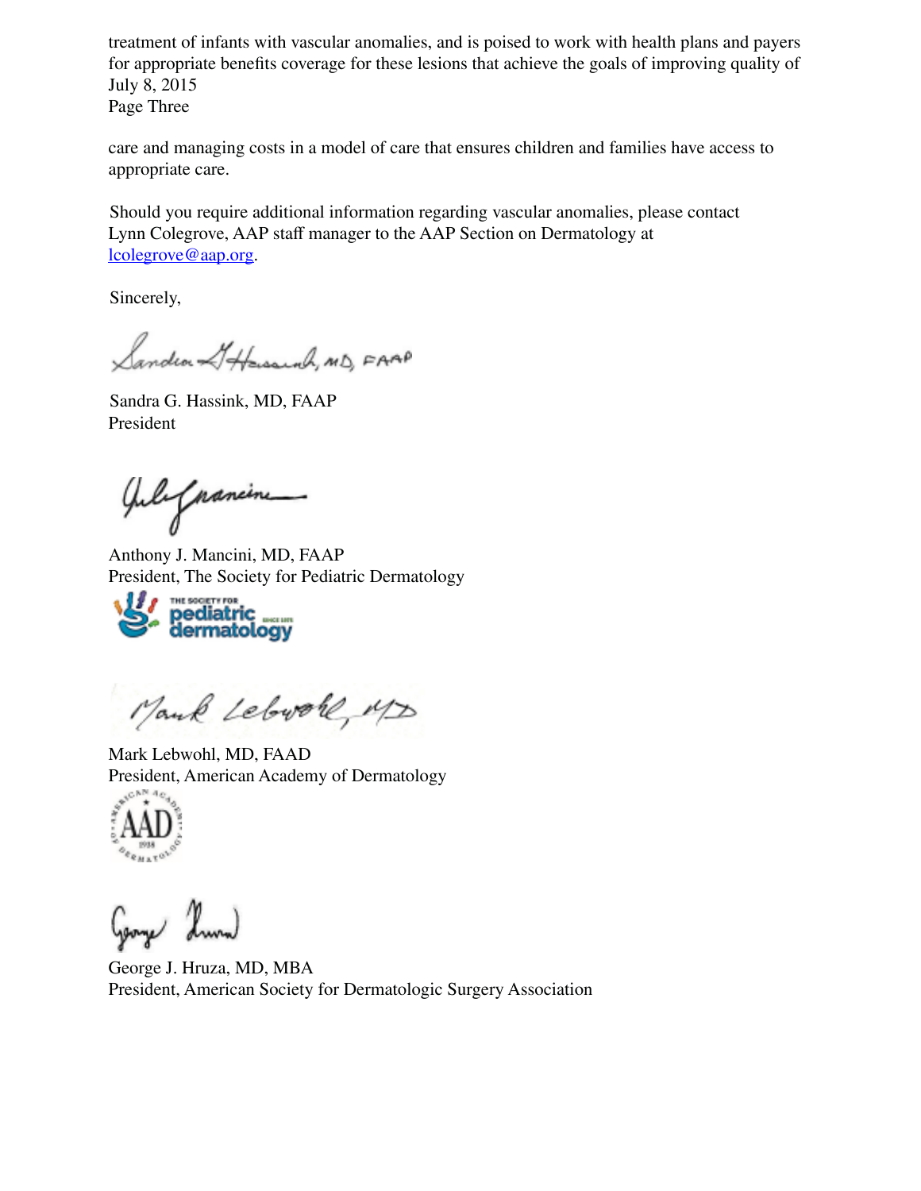treatment of infants with vascular anomalies, and is poised to work with health plans and payers for appropriate benefits coverage for these lesions that achieve the goals of improving quality of

care and managing costs in a model of care that ensures children and families have access to appropriate care.

Should you require additional information regarding vascular anomalies, please contact Lynn Colegrove, AAP staff manager to the AAP Section on Dermatology at lcolegrove@aap.org.

Sincerely,

Sandra G. Hassink, MD, FAAP
President

Anthony J. Mancini, MD, FAAP
President, The Society for Pediatric Dermatology

Mark Lebwohl, MD, FAAD
President, American Academy of Dermatology

George J. Hruza, MD, MBA
President, American Society for Dermatologic Surgery Association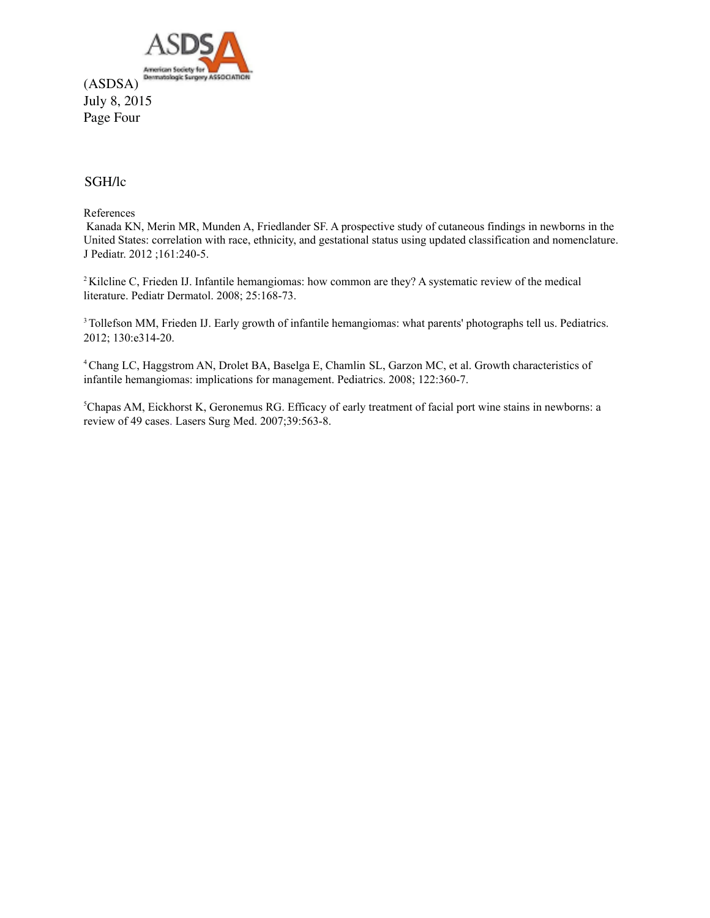SGH/lc

References

Kanada KN, Merin MR, Munden A, Friedlander SF. A prospective study of cutaneous findings in newborns in the United States: correlation with race, ethnicity, and gestational status using updated classification and nomenclature. J Pediatr. 2012 ;161:240-5.

[2] Kilcline C, Frieden IJ. Infantile hemangiomas: how common are they? A systematic review of the medical literature. Pediatr Dermatol. 2008; 25:168-73.

[3] Tollefson MM, Frieden IJ. Early growth of infantile hemangiomas: what parents' photographs tell us. Pediatrics. 2012; 130:e314-20.

[4] Chang LC, Haggstrom AN, Drolet BA, Baselga E, Chamlin SL, Garzon MC, et al. Growth characteristics of infantile hemangiomas: implications for management. Pediatrics. 2008; 122:360-7.

[5] Chapas AM, Eickhorst K, Geronemus RG. Efficacy of early treatment of facial port wine stains in newborns: a review of 49 cases. Lasers Surg Med. 2007;39:563-8.